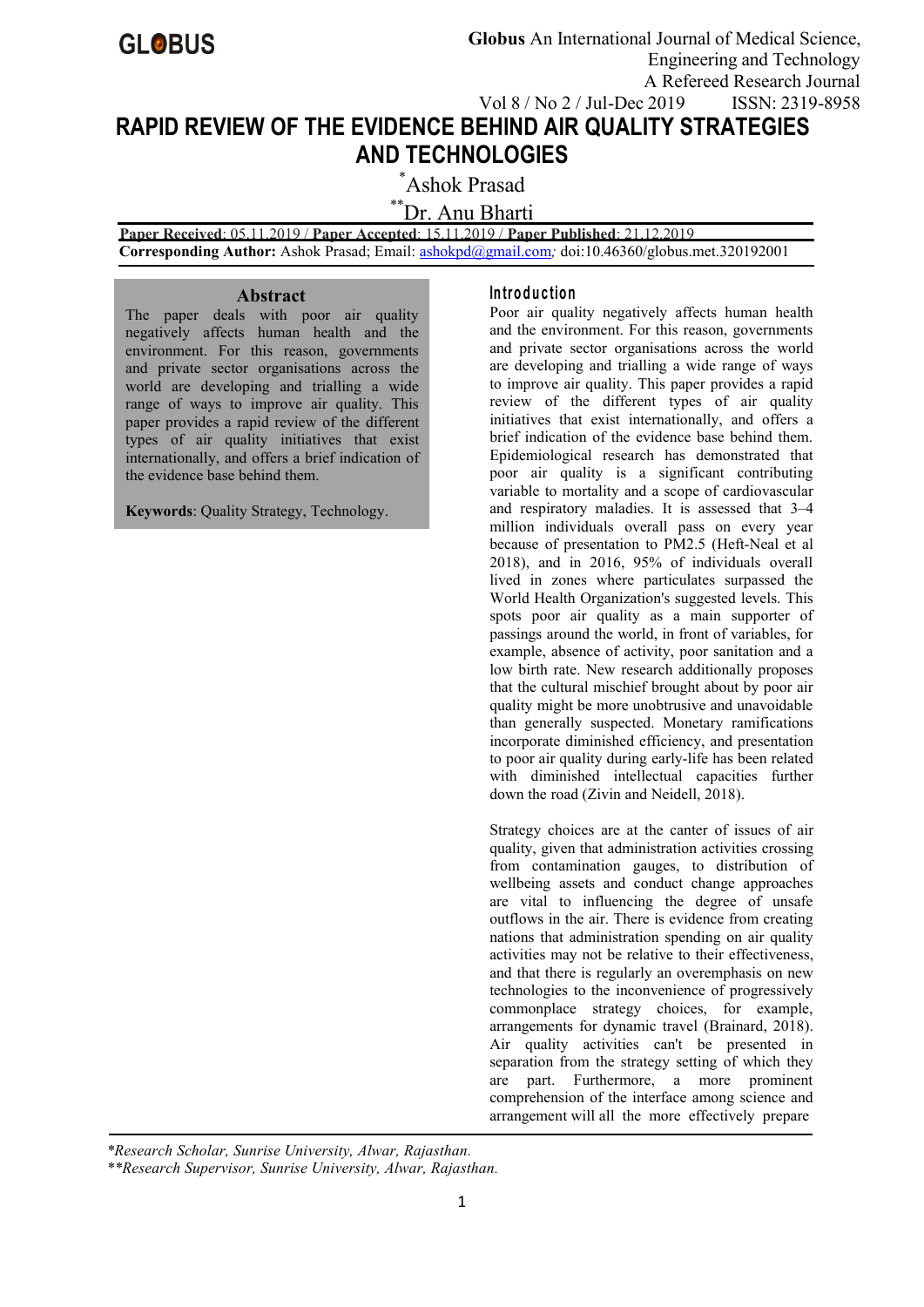# RAPID REVIEW OF THE EVIDENCE BEHIND AIR QUALITY STRATEGIES AND TECHNOLOGIES

[*]Ashok Prasad

[**]Dr. Anu Bharti

**Paper Received**: 05.11.2019 / **Paper Accepted**: 15.11.2019 / **Paper Published**: 21.12.2019

**Corresponding Author:** Ashok Prasad; Email: ashokpd@gmail.com*;* doi:10.46360/globus.met.320192001

## Abstract

The paper deals with poor air quality negatively affects human health and the environment. For this reason, governments and private sector organisations across the world are developing and trialling a wide range of ways to improve air quality. This paper provides a rapid review of the different types of air quality initiatives that exist internationally, and offers a brief indication of the evidence base behind them.

**Keywords**: Quality Strategy, Technology.

## Introduction

Poor air quality negatively affects human health and the environment. For this reason, governments and private sector organisations across the world are developing and trialling a wide range of ways to improve air quality. This paper provides a rapid review of the different types of air quality initiatives that exist internationally, and offers a brief indication of the evidence base behind them. Epidemiological research has demonstrated that poor air quality is a significant contributing variable to mortality and a scope of cardiovascular and respiratory maladies. It is assessed that 3–4 million individuals overall pass on every year because of presentation to PM2.5 (Heft-Neal et al 2018), and in 2016, 95% of individuals overall lived in zones where particulates surpassed the World Health Organization's suggested levels. This spots poor air quality as a main supporter of passings around the world, in front of variables, for example, absence of activity, poor sanitation and a low birth rate. New research additionally proposes that the cultural mischief brought about by poor air quality might be more unobtrusive and unavoidable than generally suspected. Monetary ramifications incorporate diminished efficiency, and presentation to poor air quality during early-life has been related with diminished intellectual capacities further down the road (Zivin and Neidell, 2018).

Strategy choices are at the canter of issues of air quality, given that administration activities crossing from contamination gauges, to distribution of wellbeing assets and conduct change approaches are vital to influencing the degree of unsafe outflows in the air. There is evidence from creating nations that administration spending on air quality activities may not be relative to their effectiveness, and that there is regularly an overemphasis on new technologies to the inconvenience of progressively commonplace strategy choices, for example, arrangements for dynamic travel (Brainard, 2018). Air quality activities can't be presented in separation from the strategy setting of which they are part. Furthermore, a more prominent comprehension of the interface among science and arrangement will all the more effectively prepare

*Research Scholar, Sunrise University, Alwar, Rajasthan.*

*\*\*Research Supervisor, Sunrise University, Alwar, Rajasthan.*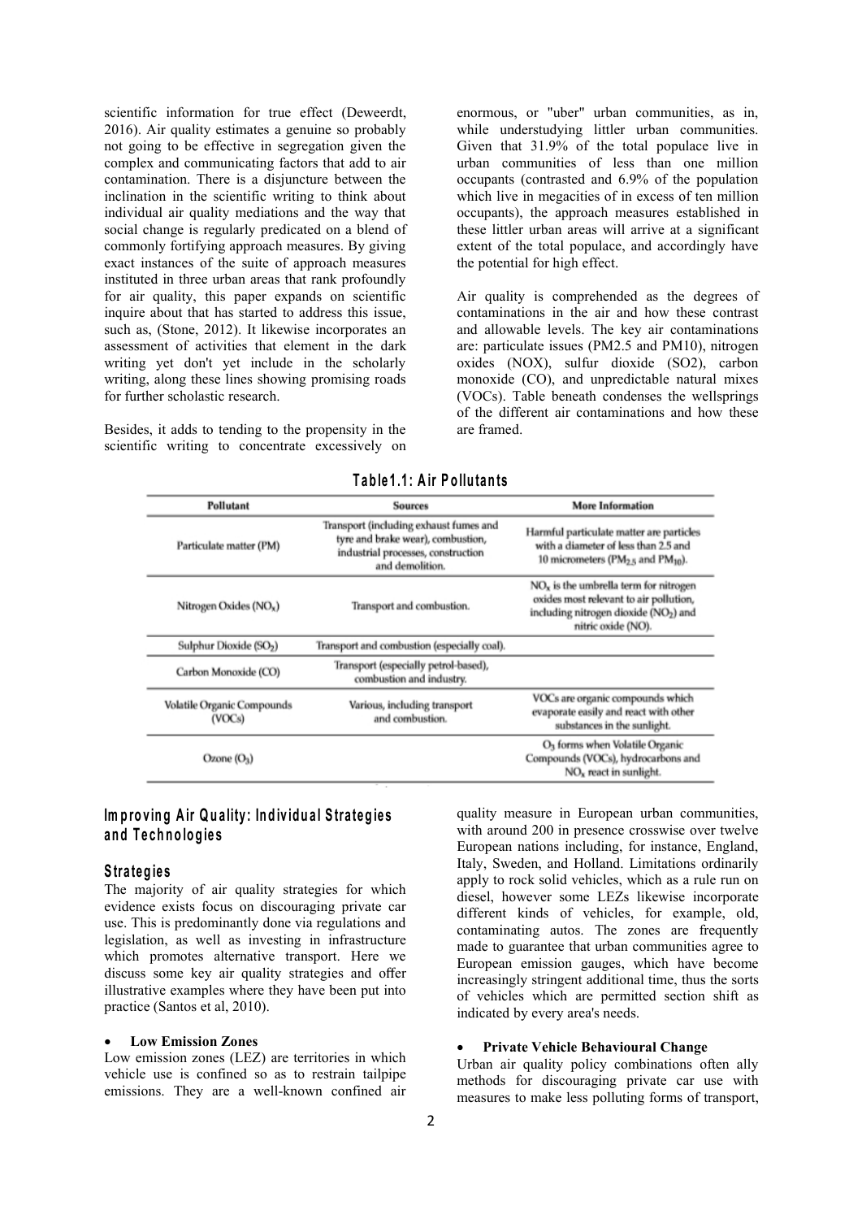scientific information for true effect (Deweerdt, 2016). Air quality estimates a genuine so probably not going to be effective in segregation given the complex and communicating factors that add to air contamination. There is a disjuncture between the inclination in the scientific writing to think about individual air quality mediations and the way that social change is regularly predicated on a blend of commonly fortifying approach measures. By giving exact instances of the suite of approach measures instituted in three urban areas that rank profoundly for air quality, this paper expands on scientific inquire about that has started to address this issue, such as, (Stone, 2012). It likewise incorporates an assessment of activities that element in the dark writing yet don't yet include in the scholarly writing, along these lines showing promising roads for further scholastic research.

Besides, it adds to tending to the propensity in the scientific writing to concentrate excessively on enormous, or "uber" urban communities, as in, while understudying littler urban communities. Given that 31.9% of the total populace live in urban communities of less than one million occupants (contrasted and 6.9% of the population which live in megacities of in excess of ten million occupants), the approach measures established in these littler urban areas will arrive at a significant extent of the total populace, and accordingly have the potential for high effect.

Air quality is comprehended as the degrees of contaminations in the air and how these contrast and allowable levels. The key air contaminations are: particulate issues (PM2.5 and PM10), nitrogen oxides (NOX), sulfur dioxide (SO2), carbon monoxide (CO), and unpredictable natural mixes (VOCs). Table beneath condenses the wellsprings of the different air contaminations and how these are framed.

**Table1.1: Air Pollutants**

| Pollutant | Sources | More Information |
| --- | --- | --- |
| Particulate matter (PM) | Transport (including exhaust fumes and tyre and brake wear), combustion, industrial processes, construction and demolition. | Harmful particulate matter are particles with a diameter of less than 2.5 and 10 micrometers ($PM_{2.5}$ and $PM_{10}$). |
| Nitrogen Oxides ($NO_x$) | Transport and combustion. | $NO_x$ is the umbrella term for nitrogen oxides most relevant to air pollution, including nitrogen dioxide ($NO_2$) and nitric oxide (NO). |
| Sulphur Dioxide ($SO_2$) | Transport and combustion (especially coal). | |
| Carbon Monoxide (CO) | Transport (especially petrol-based), combustion and industry. | |
| Volatile Organic Compounds (VOCs) | Various, including transport and combustion. | VOCs are organic compounds which evaporate easily and react with other substances in the sunlight. |
| Ozone ($O_3$) | | $O_3$ forms when Volatile Organic Compounds (VOCs), hydrocarbons and $NO_x$ react in sunlight. |

## Improving Air Quality: Individual Strategies and Technologies

### Strategies

The majority of air quality strategies for which evidence exists focus on discouraging private car use. This is predominantly done via regulations and legislation, as well as investing in infrastructure which promotes alternative transport. Here we discuss some key air quality strategies and offer illustrative examples where they have been put into practice (Santos et al, 2010).

- **Low Emission Zones**

Low emission zones (LEZ) are territories in which vehicle use is confined so as to restrain tailpipe emissions. They are a well-known confined air quality measure in European urban communities, with around 200 in presence crosswise over twelve European nations including, for instance, England, Italy, Sweden, and Holland. Limitations ordinarily apply to rock solid vehicles, which as a rule run on diesel, however some LEZs likewise incorporate different kinds of vehicles, for example, old, contaminating autos. The zones are frequently made to guarantee that urban communities agree to European emission gauges, which have become increasingly stringent additional time, thus the sorts of vehicles which are permitted section shift as indicated by every area's needs.

- **Private Vehicle Behavioural Change**

Urban air quality policy combinations often ally methods for discouraging private car use with measures to make less polluting forms of transport,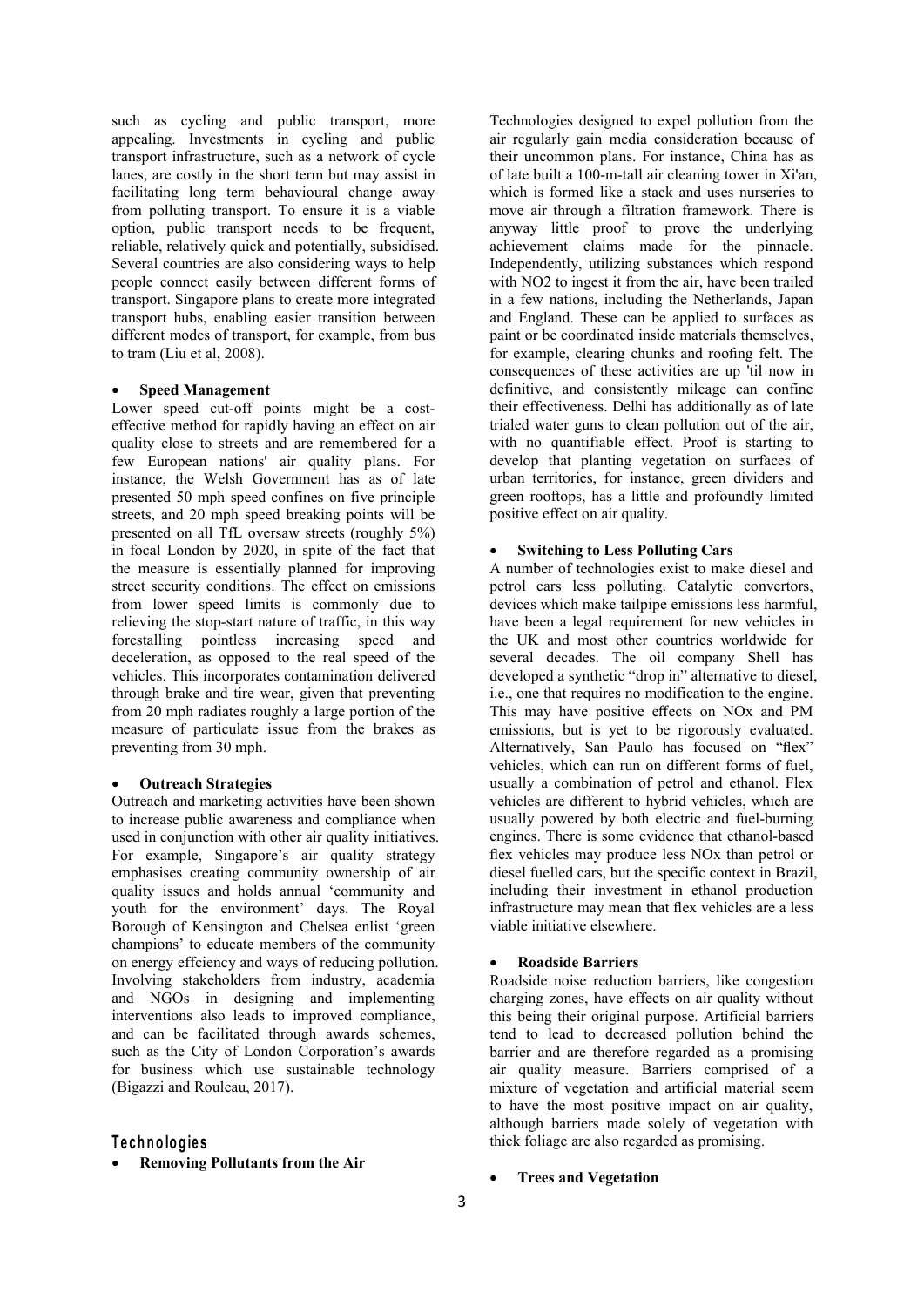such as cycling and public transport, more appealing. Investments in cycling and public transport infrastructure, such as a network of cycle lanes, are costly in the short term but may assist in facilitating long term behavioural change away from polluting transport. To ensure it is a viable option, public transport needs to be frequent, reliable, relatively quick and potentially, subsidised. Several countries are also considering ways to help people connect easily between different forms of transport. Singapore plans to create more integrated transport hubs, enabling easier transition between different modes of transport, for example, from bus to tram (Liu et al, 2008).

- **Speed Management**

Lower speed cut-off points might be a cost-effective method for rapidly having an effect on air quality close to streets and are remembered for a few European nations' air quality plans. For instance, the Welsh Government has as of late presented 50 mph speed confines on five principle streets, and 20 mph speed breaking points will be presented on all TfL oversaw streets (roughly 5%) in focal London by 2020, in spite of the fact that the measure is essentially planned for improving street security conditions. The effect on emissions from lower speed limits is commonly due to relieving the stop-start nature of traffic, in this way forestalling pointless increasing speed and deceleration, as opposed to the real speed of the vehicles. This incorporates contamination delivered through brake and tire wear, given that preventing from 20 mph radiates roughly a large portion of the measure of particulate issue from the brakes as preventing from 30 mph.

- **Outreach Strategies**

Outreach and marketing activities have been shown to increase public awareness and compliance when used in conjunction with other air quality initiatives. For example, Singapore's air quality strategy emphasises creating community ownership of air quality issues and holds annual 'community and youth for the environment' days. The Royal Borough of Kensington and Chelsea enlist 'green champions' to educate members of the community on energy effciency and ways of reducing pollution. Involving stakeholders from industry, academia and NGOs in designing and implementing interventions also leads to improved compliance, and can be facilitated through awards schemes, such as the City of London Corporation's awards for business which use sustainable technology (Bigazzi and Rouleau, 2017).

## Technologies

- **Removing Pollutants from the Air**

Technologies designed to expel pollution from the air regularly gain media consideration because of their uncommon plans. For instance, China has as of late built a 100-m-tall air cleaning tower in Xi'an, which is formed like a stack and uses nurseries to move air through a filtration framework. There is anyway little proof to prove the underlying achievement claims made for the pinnacle. Independently, utilizing substances which respond with NO2 to ingest it from the air, have been trailed in a few nations, including the Netherlands, Japan and England. These can be applied to surfaces as paint or be coordinated inside materials themselves, for example, clearing chunks and roofing felt. The consequences of these activities are up 'til now in definitive, and consistently mileage can confine their effectiveness. Delhi has additionally as of late trialed water guns to clean pollution out of the air, with no quantifiable effect. Proof is starting to develop that planting vegetation on surfaces of urban territories, for instance, green dividers and green rooftops, has a little and profoundly limited positive effect on air quality.

- **Switching to Less Polluting Cars**

A number of technologies exist to make diesel and petrol cars less polluting. Catalytic convertors, devices which make tailpipe emissions less harmful, have been a legal requirement for new vehicles in the UK and most other countries worldwide for several decades. The oil company Shell has developed a synthetic "drop in" alternative to diesel, i.e., one that requires no modification to the engine. This may have positive effects on NOx and PM emissions, but is yet to be rigorously evaluated. Alternatively, San Paulo has focused on "flex" vehicles, which can run on different forms of fuel, usually a combination of petrol and ethanol. Flex vehicles are different to hybrid vehicles, which are usually powered by both electric and fuel-burning engines. There is some evidence that ethanol-based flex vehicles may produce less NOx than petrol or diesel fuelled cars, but the specific context in Brazil, including their investment in ethanol production infrastructure may mean that flex vehicles are a less viable initiative elsewhere.

- **Roadside Barriers**

Roadside noise reduction barriers, like congestion charging zones, have effects on air quality without this being their original purpose. Artificial barriers tend to lead to decreased pollution behind the barrier and are therefore regarded as a promising air quality measure. Barriers comprised of a mixture of vegetation and artificial material seem to have the most positive impact on air quality, although barriers made solely of vegetation with thick foliage are also regarded as promising.

- **Trees and Vegetation**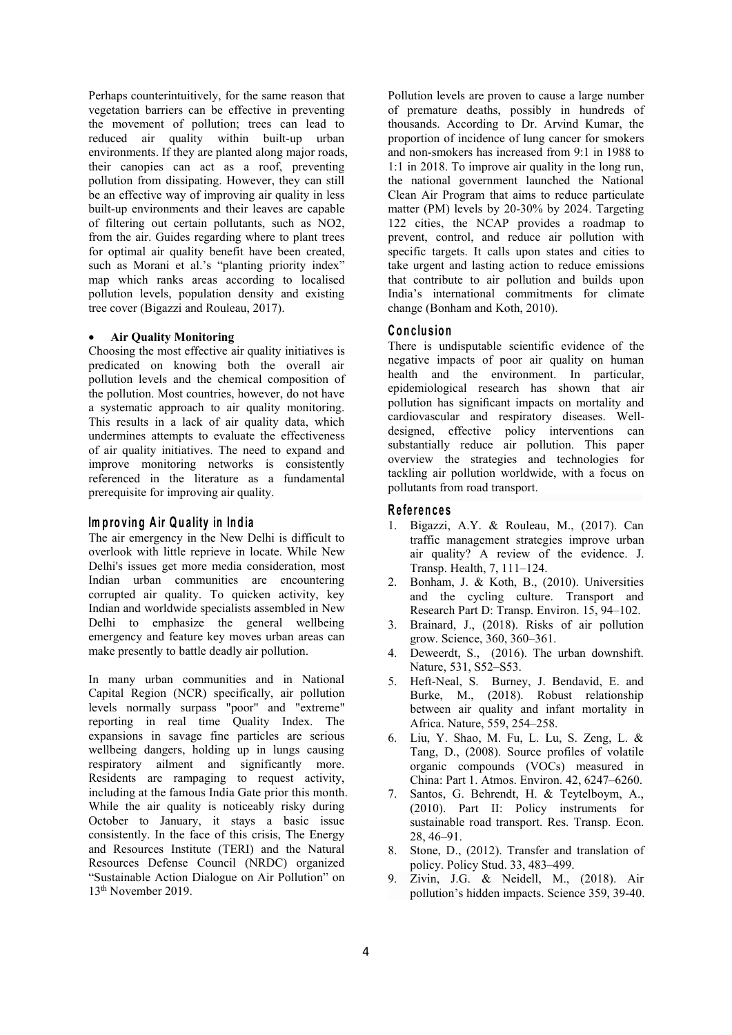Perhaps counterintuitively, for the same reason that vegetation barriers can be effective in preventing the movement of pollution; trees can lead to reduced air quality within built-up urban environments. If they are planted along major roads, their canopies can act as a roof, preventing pollution from dissipating. However, they can still be an effective way of improving air quality in less built-up environments and their leaves are capable of filtering out certain pollutants, such as $NO_2$, from the air. Guides regarding where to plant trees for optimal air quality benefit have been created, such as Morani et al.'s "planting priority index" map which ranks areas according to localised pollution levels, population density and existing tree cover (Bigazzi and Rouleau, 2017).

- **Air Quality Monitoring**

Choosing the most effective air quality initiatives is predicated on knowing both the overall air pollution levels and the chemical composition of the pollution. Most countries, however, do not have a systematic approach to air quality monitoring. This results in a lack of air quality data, which undermines attempts to evaluate the effectiveness of air quality initiatives. The need to expand and improve monitoring networks is consistently referenced in the literature as a fundamental prerequisite for improving air quality.

## Improving Air Quality in India

The air emergency in the New Delhi is difficult to overlook with little reprieve in locate. While New Delhi's issues get more media consideration, most Indian urban communities are encountering corrupted air quality. To quicken activity, key Indian and worldwide specialists assembled in New Delhi to emphasize the general wellbeing emergency and feature key moves urban areas can make presently to battle deadly air pollution.

In many urban communities and in National Capital Region (NCR) specifically, air pollution levels normally surpass "poor" and "extreme" reporting in real time Quality Index. The expansions in savage fine particles are serious wellbeing dangers, holding up in lungs causing respiratory ailment and significantly more. Residents are rampaging to request activity, including at the famous India Gate prior this month. While the air quality is noticeably risky during October to January, it stays a basic issue consistently. In the face of this crisis, The Energy and Resources Institute (TERI) and the Natural Resources Defense Council (NRDC) organized "Sustainable Action Dialogue on Air Pollution" on 13th November 2019.

Pollution levels are proven to cause a large number of premature deaths, possibly in hundreds of thousands. According to Dr. Arvind Kumar, the proportion of incidence of lung cancer for smokers and non-smokers has increased from 9:1 in 1988 to 1:1 in 2018. To improve air quality in the long run, the national government launched the National Clean Air Program that aims to reduce particulate matter (PM) levels by 20-30% by 2024. Targeting 122 cities, the NCAP provides a roadmap to prevent, control, and reduce air pollution with specific targets. It calls upon states and cities to take urgent and lasting action to reduce emissions that contribute to air pollution and builds upon India's international commitments for climate change (Bonham and Koth, 2010).

## Conclusion

There is undisputable scientific evidence of the negative impacts of poor air quality on human health and the environment. In particular, epidemiological research has shown that air pollution has significant impacts on mortality and cardiovascular and respiratory diseases. Well-designed, effective policy interventions can substantially reduce air pollution. This paper overview the strategies and technologies for tackling air pollution worldwide, with a focus on pollutants from road transport.

## References

1. Bigazzi, A.Y. & Rouleau, M., (2017). Can traffic management strategies improve urban air quality? A review of the evidence. J. Transp. Health, 7, 111–124.
2. Bonham, J. & Koth, B., (2010). Universities and the cycling culture. Transport and Research Part D: Transp. Environ. 15, 94–102.
3. Brainard, J., (2018). Risks of air pollution grow. Science, 360, 360–361.
4. Deweerdt, S., (2016). The urban downshift. Nature, 531, S52–S53.
5. Heft-Neal, S. Burney, J. Bendavid, E. and Burke, M., (2018). Robust relationship between air quality and infant mortality in Africa. Nature, 559, 254–258.
6. Liu, Y. Shao, M. Fu, L. Lu, S. Zeng, L. & Tang, D., (2008). Source profiles of volatile organic compounds (VOCs) measured in China: Part 1. Atmos. Environ. 42, 6247–6260.
7. Santos, G. Behrendt, H. & Teytelboym, A., (2010). Part II: Policy instruments for sustainable road transport. Res. Transp. Econ. 28, 46–91.
8. Stone, D., (2012). Transfer and translation of policy. Policy Stud. 33, 483–499.
9. Zivin, J.G. & Neidell, M., (2018). Air pollution's hidden impacts. Science 359, 39-40.